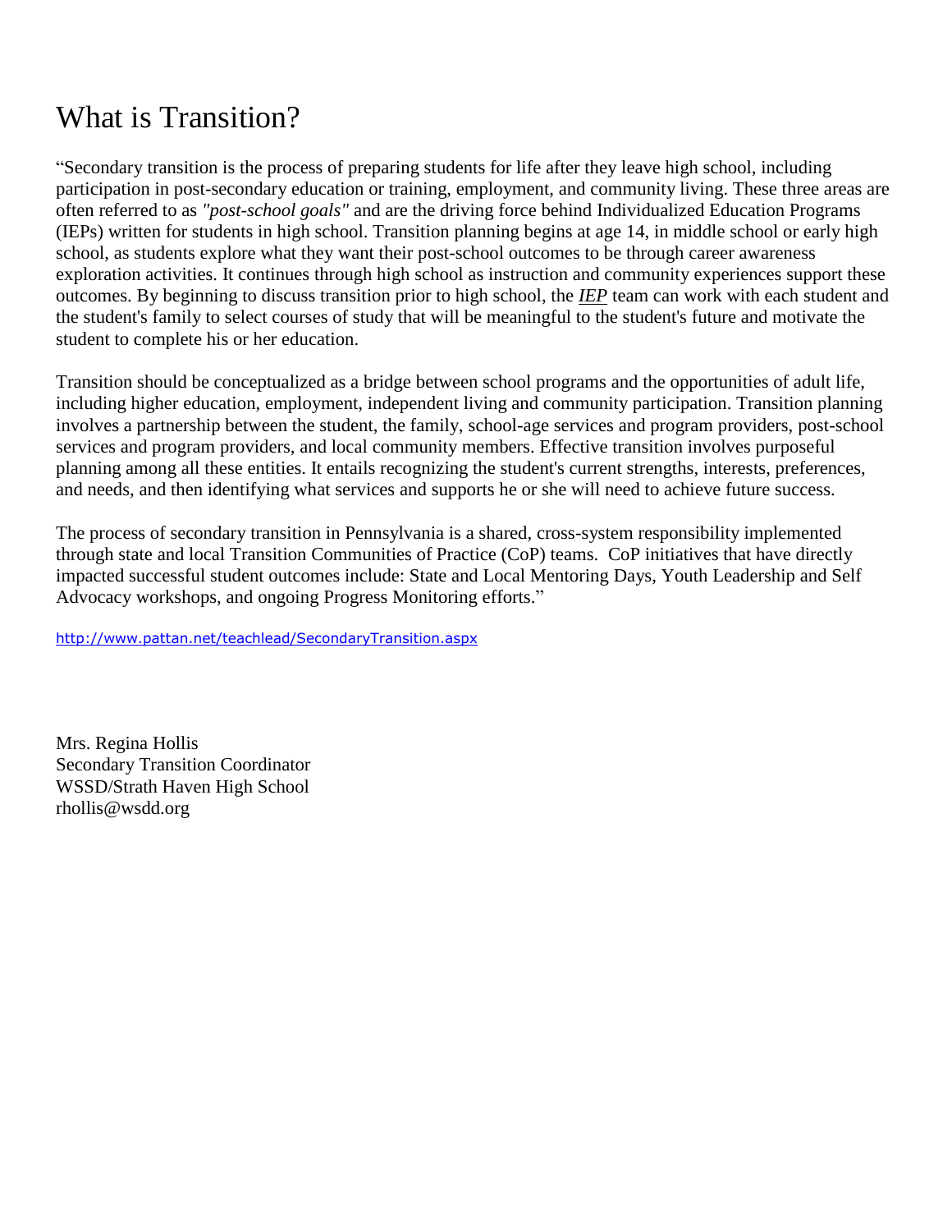# What is Transition?

"Secondary transition is the process of preparing students for life after they leave high school, including participation in post-secondary education or training, employment, and community living. These three areas are often referred to as *"post-school goals"* and are the driving force behind Individualized Education Programs (IEPs) written for students in high school. Transition planning begins at age 14, in middle school or early high school, as students explore what they want their post-school outcomes to be through career awareness exploration activities. It continues through high school as instruction and community experiences support these outcomes. By beginning to discuss transition prior to high school, the ***IEP*** team can work with each student and the student's family to select courses of study that will be meaningful to the student's future and motivate the student to complete his or her education.

Transition should be conceptualized as a bridge between school programs and the opportunities of adult life, including higher education, employment, independent living and community participation. Transition planning involves a partnership between the student, the family, school-age services and program providers, post-school services and program providers, and local community members. Effective transition involves purposeful planning among all these entities. It entails recognizing the student's current strengths, interests, preferences, and needs, and then identifying what services and supports he or she will need to achieve future success.

The process of secondary transition in Pennsylvania is a shared, cross-system responsibility implemented through state and local Transition Communities of Practice (CoP) teams. CoP initiatives that have directly impacted successful student outcomes include: State and Local Mentoring Days, Youth Leadership and Self Advocacy workshops, and ongoing Progress Monitoring efforts."

http://www.pattan.net/teachlead/SecondaryTransition.aspx

Mrs. Regina Hollis
Secondary Transition Coordinator
WSSD/Strath Haven High School
rhollis@wsdd.org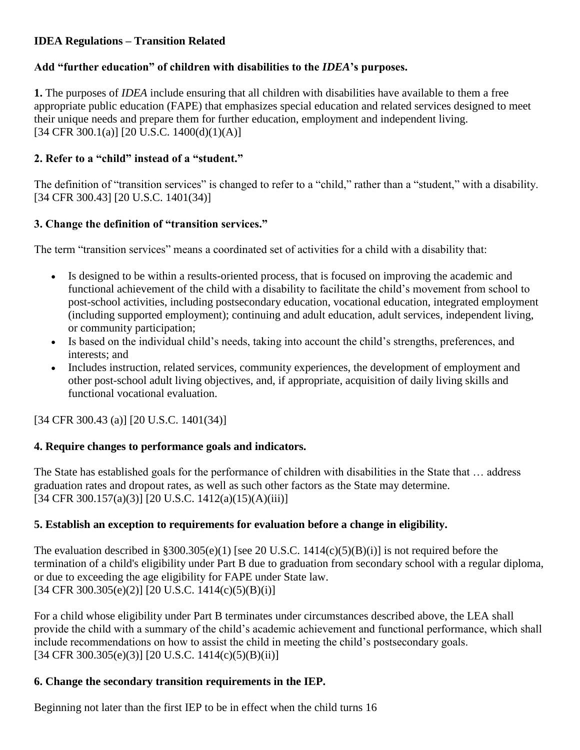**IDEA Regulations – Transition Related**

**Add "further education" of children with disabilities to the *IDEA*'s purposes.**

**1.** The purposes of *IDEA* include ensuring that all children with disabilities have available to them a free appropriate public education (FAPE) that emphasizes special education and related services designed to meet their unique needs and prepare them for further education, employment and independent living.
[34 CFR 300.1(a)] [20 U.S.C. 1400(d)(1)(A)]

**2. Refer to a "child" instead of a "student."**

The definition of "transition services" is changed to refer to a "child," rather than a "student," with a disability.
[34 CFR 300.43] [20 U.S.C. 1401(34)]

**3. Change the definition of "transition services."**

The term "transition services" means a coordinated set of activities for a child with a disability that:

- Is designed to be within a results-oriented process, that is focused on improving the academic and functional achievement of the child with a disability to facilitate the child's movement from school to post-school activities, including postsecondary education, vocational education, integrated employment (including supported employment); continuing and adult education, adult services, independent living, or community participation;
- Is based on the individual child's needs, taking into account the child's strengths, preferences, and interests; and
- Includes instruction, related services, community experiences, the development of employment and other post-school adult living objectives, and, if appropriate, acquisition of daily living skills and functional vocational evaluation.

[34 CFR 300.43 (a)] [20 U.S.C. 1401(34)]

**4. Require changes to performance goals and indicators.**

The State has established goals for the performance of children with disabilities in the State that … address graduation rates and dropout rates, as well as such other factors as the State may determine.
[34 CFR 300.157(a)(3)] [20 U.S.C. 1412(a)(15)(A)(iii)]

**5. Establish an exception to requirements for evaluation before a change in eligibility.**

The evaluation described in §300.305(e)(1) [see 20 U.S.C. 1414(c)(5)(B)(i)] is not required before the termination of a child's eligibility under Part B due to graduation from secondary school with a regular diploma, or due to exceeding the age eligibility for FAPE under State law.
[34 CFR 300.305(e)(2)] [20 U.S.C. 1414(c)(5)(B)(i)]

For a child whose eligibility under Part B terminates under circumstances described above, the LEA shall provide the child with a summary of the child's academic achievement and functional performance, which shall include recommendations on how to assist the child in meeting the child's postsecondary goals.
[34 CFR 300.305(e)(3)] [20 U.S.C. 1414(c)(5)(B)(ii)]

**6. Change the secondary transition requirements in the IEP.**

Beginning not later than the first IEP to be in effect when the child turns 16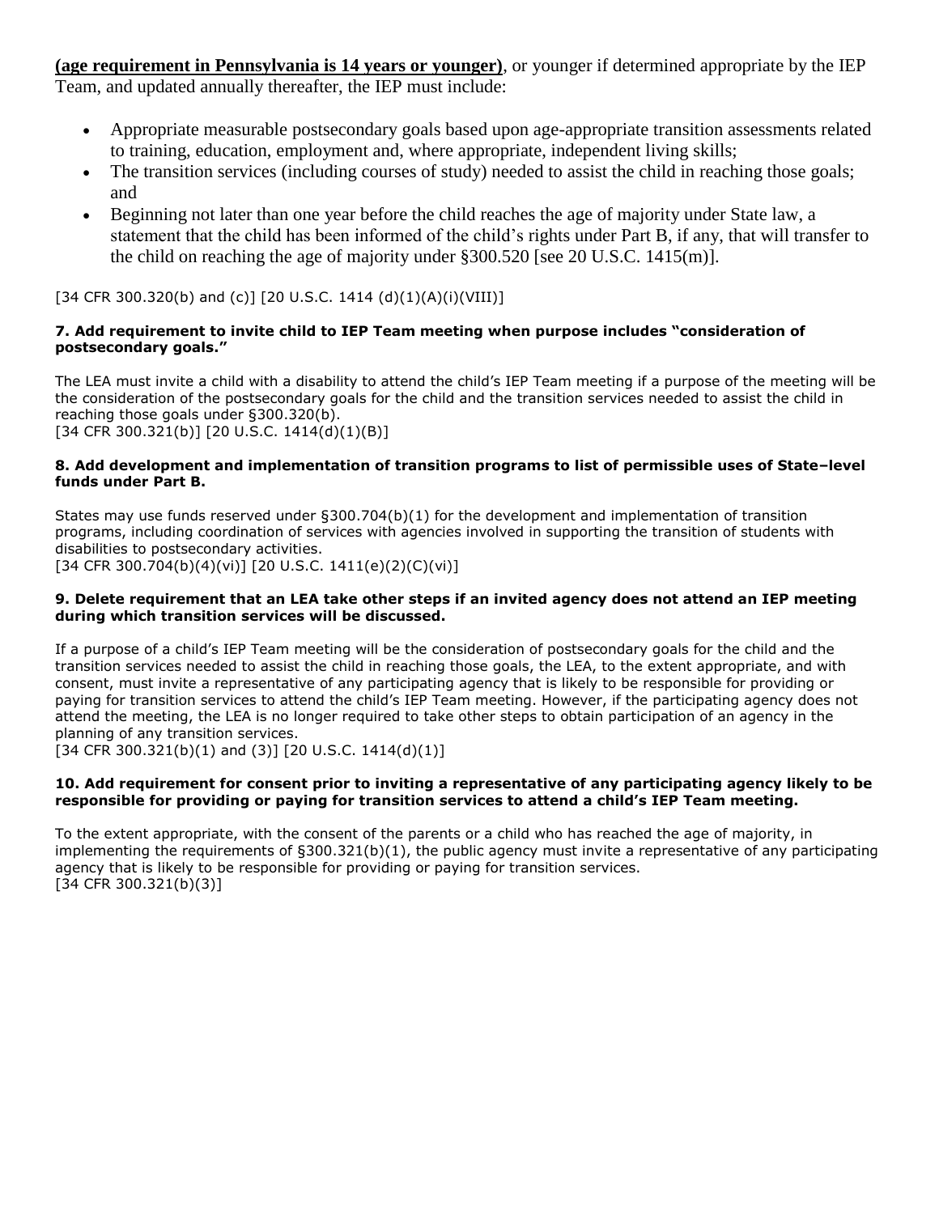**(age requirement in Pennsylvania is 14 years or younger)**, or younger if determined appropriate by the IEP Team, and updated annually thereafter, the IEP must include:

- Appropriate measurable postsecondary goals based upon age-appropriate transition assessments related to training, education, employment and, where appropriate, independent living skills;
- The transition services (including courses of study) needed to assist the child in reaching those goals; and
- Beginning not later than one year before the child reaches the age of majority under State law, a statement that the child has been informed of the child's rights under Part B, if any, that will transfer to the child on reaching the age of majority under §300.520 [see 20 U.S.C. 1415(m)].

[34 CFR 300.320(b) and (c)] [20 U.S.C. 1414 (d)(1)(A)(i)(VIII)]

**7. Add requirement to invite child to IEP Team meeting when purpose includes "consideration of postsecondary goals."**

The LEA must invite a child with a disability to attend the child's IEP Team meeting if a purpose of the meeting will be the consideration of the postsecondary goals for the child and the transition services needed to assist the child in reaching those goals under §300.320(b).
[34 CFR 300.321(b)] [20 U.S.C. 1414(d)(1)(B)]

**8. Add development and implementation of transition programs to list of permissible uses of State–level funds under Part B.**

States may use funds reserved under §300.704(b)(1) for the development and implementation of transition programs, including coordination of services with agencies involved in supporting the transition of students with disabilities to postsecondary activities.
[34 CFR 300.704(b)(4)(vi)] [20 U.S.C. 1411(e)(2)(C)(vi)]

**9. Delete requirement that an LEA take other steps if an invited agency does not attend an IEP meeting during which transition services will be discussed.**

If a purpose of a child's IEP Team meeting will be the consideration of postsecondary goals for the child and the transition services needed to assist the child in reaching those goals, the LEA, to the extent appropriate, and with consent, must invite a representative of any participating agency that is likely to be responsible for providing or paying for transition services to attend the child's IEP Team meeting. However, if the participating agency does not attend the meeting, the LEA is no longer required to take other steps to obtain participation of an agency in the planning of any transition services.
[34 CFR 300.321(b)(1) and (3)] [20 U.S.C. 1414(d)(1)]

**10. Add requirement for consent prior to inviting a representative of any participating agency likely to be responsible for providing or paying for transition services to attend a child's IEP Team meeting.**

To the extent appropriate, with the consent of the parents or a child who has reached the age of majority, in implementing the requirements of §300.321(b)(1), the public agency must invite a representative of any participating agency that is likely to be responsible for providing or paying for transition services.
[34 CFR 300.321(b)(3)]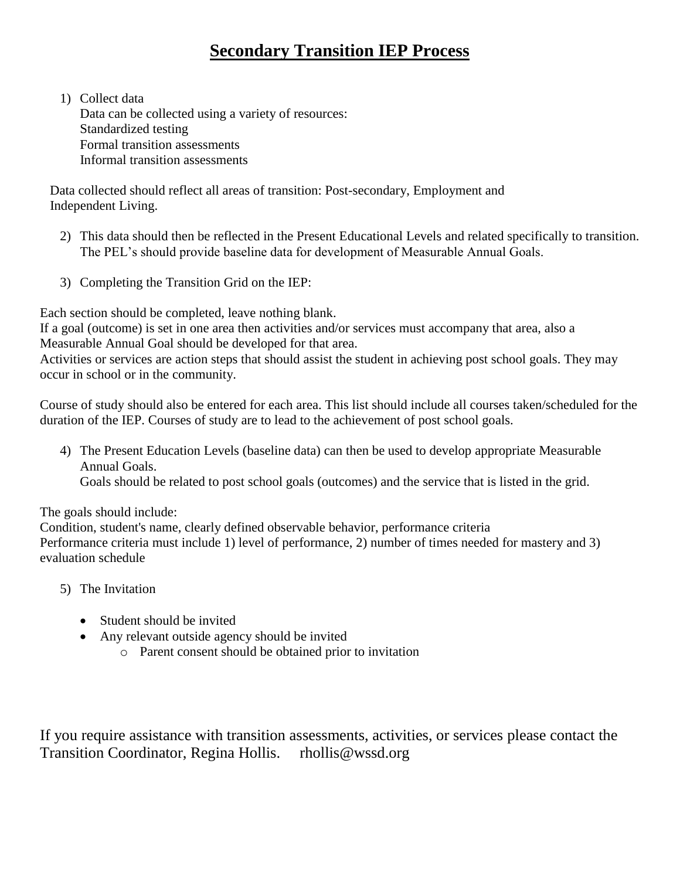# Secondary Transition IEP Process

1) Collect data
   Data can be collected using a variety of resources:
   Standardized testing
   Formal transition assessments
   Informal transition assessments

Data collected should reflect all areas of transition: Post-secondary, Employment and Independent Living.

2) This data should then be reflected in the Present Educational Levels and related specifically to transition. The PEL's should provide baseline data for development of Measurable Annual Goals.

3) Completing the Transition Grid on the IEP:

Each section should be completed, leave nothing blank.
If a goal (outcome) is set in one area then activities and/or services must accompany that area, also a Measurable Annual Goal should be developed for that area.
Activities or services are action steps that should assist the student in achieving post school goals. They may occur in school or in the community.

Course of study should also be entered for each area. This list should include all courses taken/scheduled for the duration of the IEP. Courses of study are to lead to the achievement of post school goals.

4) The Present Education Levels (baseline data) can then be used to develop appropriate Measurable Annual Goals.
   Goals should be related to post school goals (outcomes) and the service that is listed in the grid.

The goals should include:
Condition, student's name, clearly defined observable behavior, performance criteria
Performance criteria must include 1) level of performance, 2) number of times needed for mastery and 3) evaluation schedule

5) The Invitation

- Student should be invited
- Any relevant outside agency should be invited
  - Parent consent should be obtained prior to invitation

If you require assistance with transition assessments, activities, or services please contact the Transition Coordinator, Regina Hollis. rhollis@wssd.org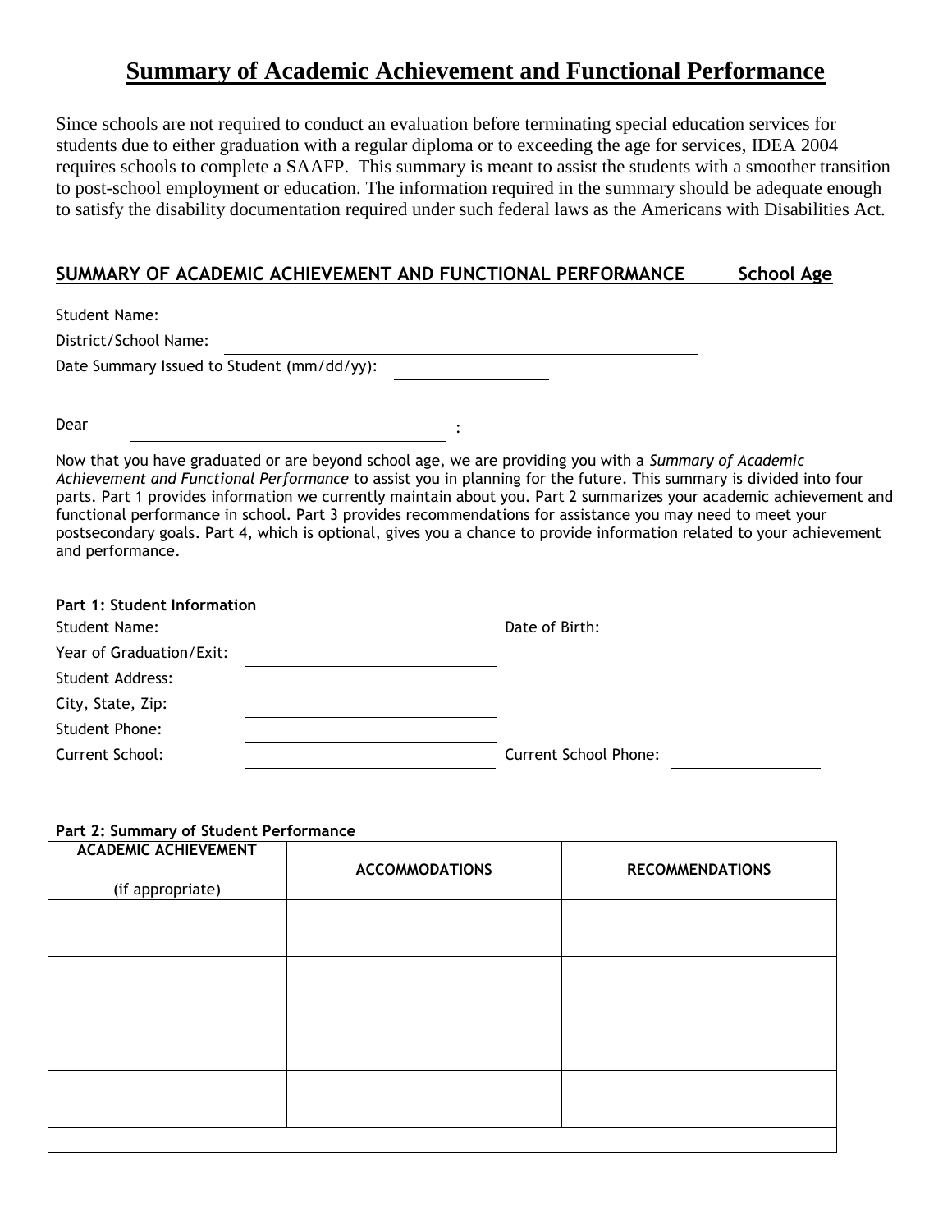# Summary of Academic Achievement and Functional Performance

Since schools are not required to conduct an evaluation before terminating special education services for students due to either graduation with a regular diploma or to exceeding the age for services, IDEA 2004 requires schools to complete a SAAFP. This summary is meant to assist the students with a smoother transition to post-school employment or education. The information required in the summary should be adequate enough to satisfy the disability documentation required under such federal laws as the Americans with Disabilities Act.

## SUMMARY OF ACADEMIC ACHIEVEMENT AND FUNCTIONAL PERFORMANCE School Age

Student Name: ______________________________

District/School Name: ______________________________

Date Summary Issued to Student (mm/dd/yy): ______________

Dear ______________________________ :

Now that you have graduated or are beyond school age, we are providing you with a *Summary of Academic Achievement and Functional Performance* to assist you in planning for the future. This summary is divided into four parts. Part 1 provides information we currently maintain about you. Part 2 summarizes your academic achievement and functional performance in school. Part 3 provides recommendations for assistance you may need to meet your postsecondary goals. Part 4, which is optional, gives you a chance to provide information related to your achievement and performance.

**Part 1: Student Information**

Student Name: ______________________ Date of Birth: ______________

Year of Graduation/Exit: ______________________

Student Address: ______________________

City, State, Zip: ______________________

Student Phone: ______________________

Current School: ______________________ Current School Phone: ______________

**Part 2: Summary of Student Performance**

| ACADEMIC ACHIEVEMENT (if appropriate) | ACCOMMODATIONS | RECOMMENDATIONS |
|---|---|---|
| | | |
| | | |
| | | |
| | | |
| | | |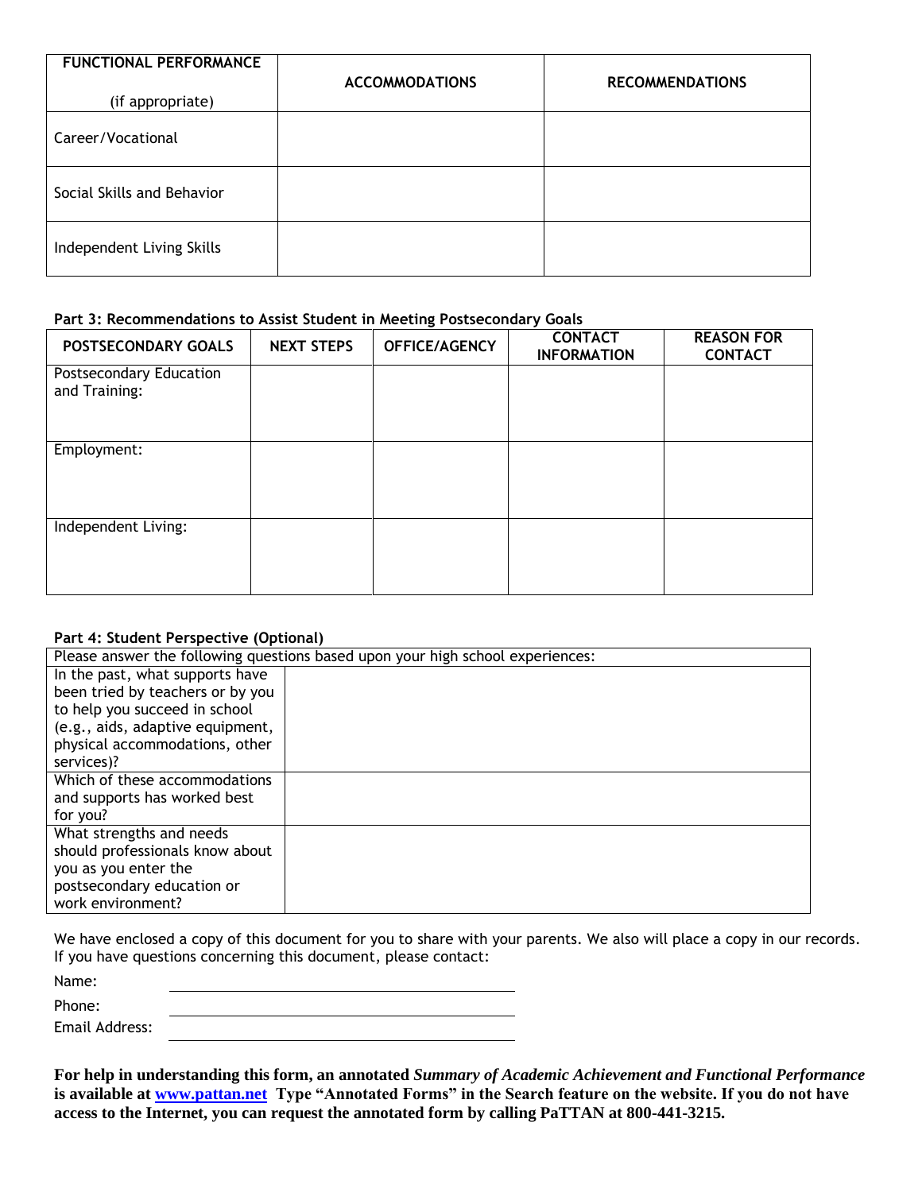| FUNCTIONAL PERFORMANCE (if appropriate) | ACCOMMODATIONS | RECOMMENDATIONS |
|---|---|---|
| Career/Vocational | | |
| Social Skills and Behavior | | |
| Independent Living Skills | | |

**Part 3: Recommendations to Assist Student in Meeting Postsecondary Goals**

| POSTSECONDARY GOALS | NEXT STEPS | OFFICE/AGENCY | CONTACT INFORMATION | REASON FOR CONTACT |
|---|---|---|---|---|
| Postsecondary Education and Training: | | | | |
| Employment: | | | | |
| Independent Living: | | | | |

**Part 4: Student Perspective (Optional)**

| Please answer the following questions based upon your high school experiences: | |
|---|---|
| In the past, what supports have been tried by teachers or by you to help you succeed in school (e.g., aids, adaptive equipment, physical accommodations, other services)? | |
| Which of these accommodations and supports has worked best for you? | |
| What strengths and needs should professionals know about you as you enter the postsecondary education or work environment? | |

We have enclosed a copy of this document for you to share with your parents. We also will place a copy in our records. If you have questions concerning this document, please contact:

Name: ______________________________

Phone: ______________________________

Email Address: ______________________________

**For help in understanding this form, an annotated *Summary of Academic Achievement and Functional Performance* is available at [www.pattan.net](http://www.pattan.net) Type "Annotated Forms" in the Search feature on the website. If you do not have access to the Internet, you can request the annotated form by calling PaTTAN at 800-441-3215.**